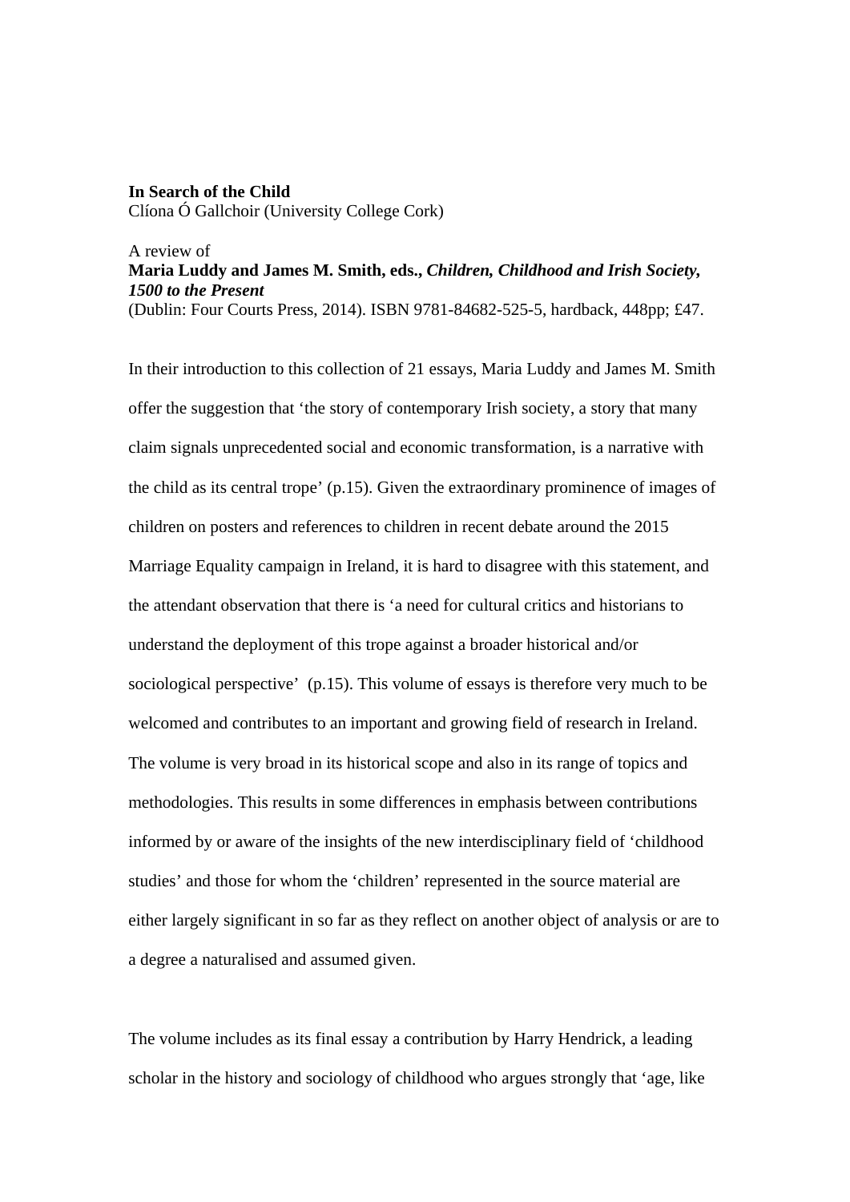**In Search of the Child**
Clíona Ó Gallchoir (University College Cork)

A review of
**Maria Luddy and James M. Smith, eds., *Children, Childhood and Irish Society, 1500 to the Present***
(Dublin: Four Courts Press, 2014). ISBN 9781-84682-525-5, hardback, 448pp; £47.

In their introduction to this collection of 21 essays, Maria Luddy and James M. Smith offer the suggestion that 'the story of contemporary Irish society, a story that many claim signals unprecedented social and economic transformation, is a narrative with the child as its central trope' (p.15). Given the extraordinary prominence of images of children on posters and references to children in recent debate around the 2015 Marriage Equality campaign in Ireland, it is hard to disagree with this statement, and the attendant observation that there is 'a need for cultural critics and historians to understand the deployment of this trope against a broader historical and/or sociological perspective' (p.15). This volume of essays is therefore very much to be welcomed and contributes to an important and growing field of research in Ireland. The volume is very broad in its historical scope and also in its range of topics and methodologies. This results in some differences in emphasis between contributions informed by or aware of the insights of the new interdisciplinary field of 'childhood studies' and those for whom the 'children' represented in the source material are either largely significant in so far as they reflect on another object of analysis or are to a degree a naturalised and assumed given.

The volume includes as its final essay a contribution by Harry Hendrick, a leading scholar in the history and sociology of childhood who argues strongly that 'age, like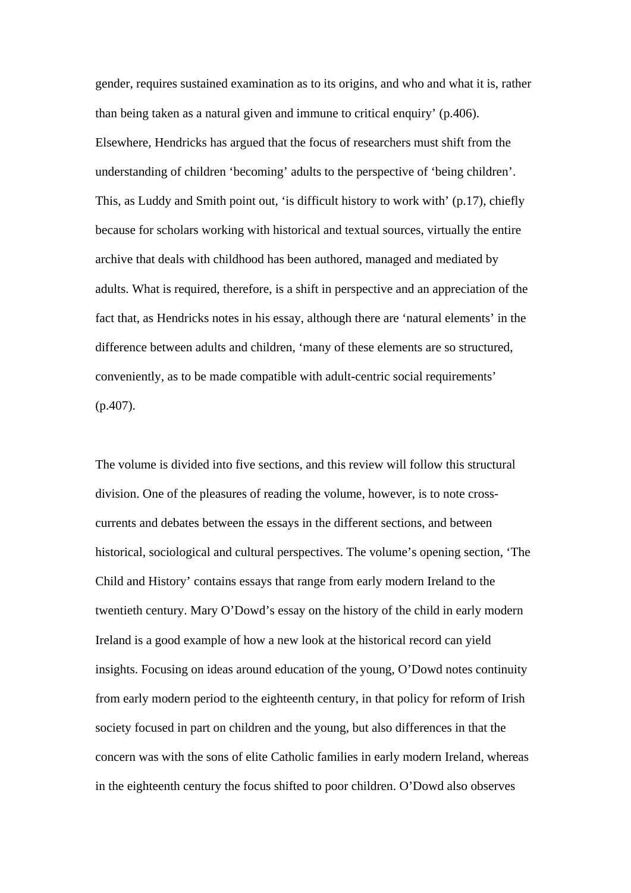gender, requires sustained examination as to its origins, and who and what it is, rather than being taken as a natural given and immune to critical enquiry' (p.406). Elsewhere, Hendricks has argued that the focus of researchers must shift from the understanding of children 'becoming' adults to the perspective of 'being children'. This, as Luddy and Smith point out, 'is difficult history to work with' (p.17), chiefly because for scholars working with historical and textual sources, virtually the entire archive that deals with childhood has been authored, managed and mediated by adults. What is required, therefore, is a shift in perspective and an appreciation of the fact that, as Hendricks notes in his essay, although there are 'natural elements' in the difference between adults and children, 'many of these elements are so structured, conveniently, as to be made compatible with adult-centric social requirements' (p.407).

The volume is divided into five sections, and this review will follow this structural division. One of the pleasures of reading the volume, however, is to note cross-currents and debates between the essays in the different sections, and between historical, sociological and cultural perspectives. The volume's opening section, 'The Child and History' contains essays that range from early modern Ireland to the twentieth century. Mary O'Dowd's essay on the history of the child in early modern Ireland is a good example of how a new look at the historical record can yield insights. Focusing on ideas around education of the young, O'Dowd notes continuity from early modern period to the eighteenth century, in that policy for reform of Irish society focused in part on children and the young, but also differences in that the concern was with the sons of elite Catholic families in early modern Ireland, whereas in the eighteenth century the focus shifted to poor children. O'Dowd also observes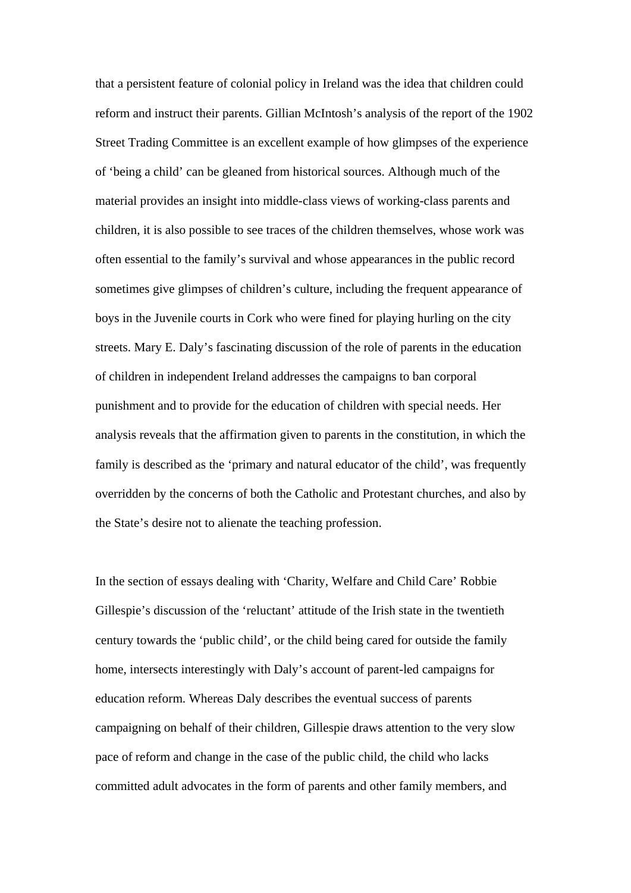that a persistent feature of colonial policy in Ireland was the idea that children could reform and instruct their parents. Gillian McIntosh's analysis of the report of the 1902 Street Trading Committee is an excellent example of how glimpses of the experience of 'being a child' can be gleaned from historical sources. Although much of the material provides an insight into middle-class views of working-class parents and children, it is also possible to see traces of the children themselves, whose work was often essential to the family's survival and whose appearances in the public record sometimes give glimpses of children's culture, including the frequent appearance of boys in the Juvenile courts in Cork who were fined for playing hurling on the city streets. Mary E. Daly's fascinating discussion of the role of parents in the education of children in independent Ireland addresses the campaigns to ban corporal punishment and to provide for the education of children with special needs. Her analysis reveals that the affirmation given to parents in the constitution, in which the family is described as the 'primary and natural educator of the child', was frequently overridden by the concerns of both the Catholic and Protestant churches, and also by the State's desire not to alienate the teaching profession.

In the section of essays dealing with 'Charity, Welfare and Child Care' Robbie Gillespie's discussion of the 'reluctant' attitude of the Irish state in the twentieth century towards the 'public child', or the child being cared for outside the family home, intersects interestingly with Daly's account of parent-led campaigns for education reform. Whereas Daly describes the eventual success of parents campaigning on behalf of their children, Gillespie draws attention to the very slow pace of reform and change in the case of the public child, the child who lacks committed adult advocates in the form of parents and other family members, and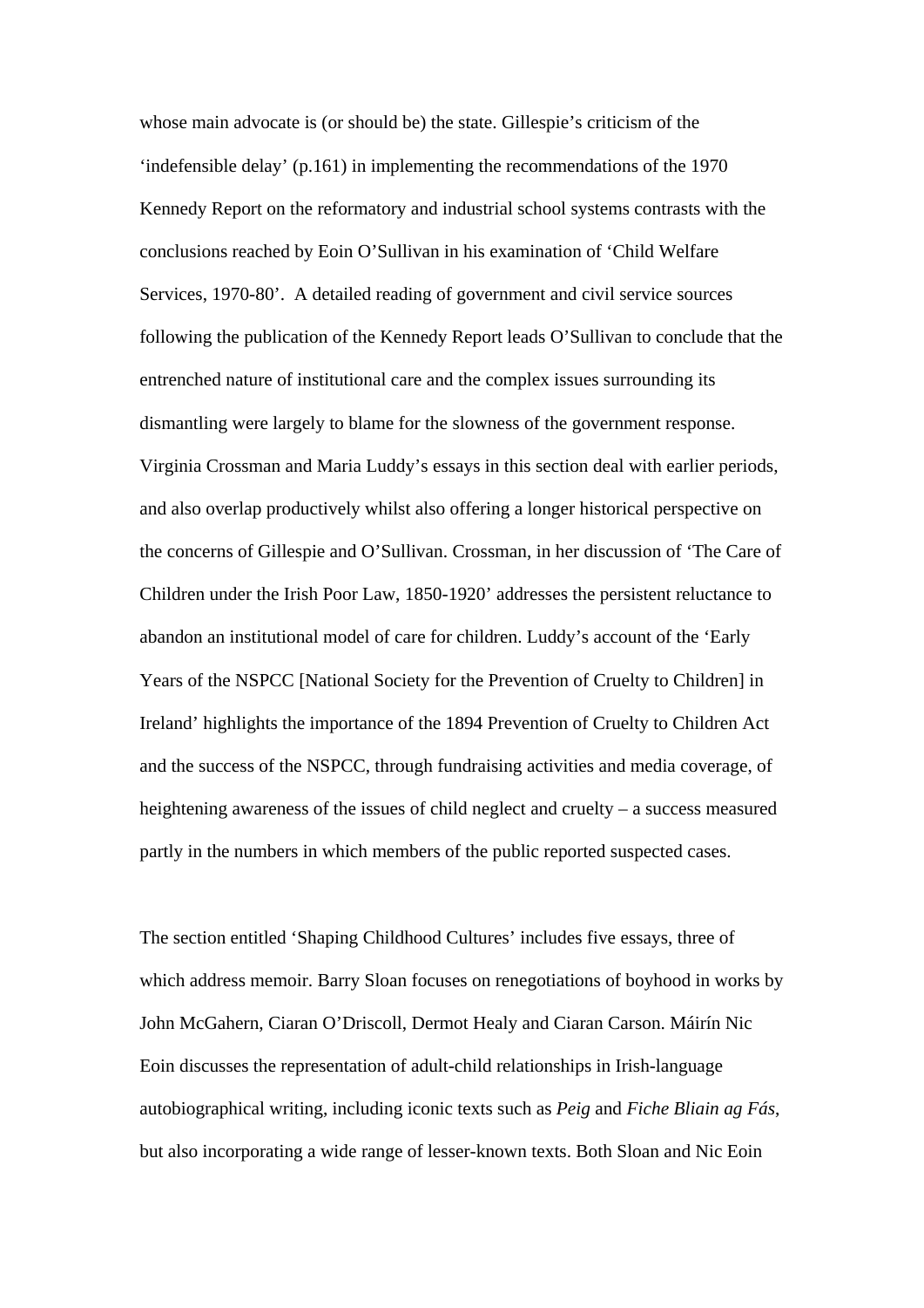whose main advocate is (or should be) the state. Gillespie's criticism of the 'indefensible delay' (p.161) in implementing the recommendations of the 1970 Kennedy Report on the reformatory and industrial school systems contrasts with the conclusions reached by Eoin O'Sullivan in his examination of 'Child Welfare Services, 1970-80'. A detailed reading of government and civil service sources following the publication of the Kennedy Report leads O'Sullivan to conclude that the entrenched nature of institutional care and the complex issues surrounding its dismantling were largely to blame for the slowness of the government response. Virginia Crossman and Maria Luddy's essays in this section deal with earlier periods, and also overlap productively whilst also offering a longer historical perspective on the concerns of Gillespie and O'Sullivan. Crossman, in her discussion of 'The Care of Children under the Irish Poor Law, 1850-1920' addresses the persistent reluctance to abandon an institutional model of care for children. Luddy's account of the 'Early Years of the NSPCC [National Society for the Prevention of Cruelty to Children] in Ireland' highlights the importance of the 1894 Prevention of Cruelty to Children Act and the success of the NSPCC, through fundraising activities and media coverage, of heightening awareness of the issues of child neglect and cruelty – a success measured partly in the numbers in which members of the public reported suspected cases.

The section entitled 'Shaping Childhood Cultures' includes five essays, three of which address memoir. Barry Sloan focuses on renegotiations of boyhood in works by John McGahern, Ciaran O'Driscoll, Dermot Healy and Ciaran Carson. Máirín Nic Eoin discusses the representation of adult-child relationships in Irish-language autobiographical writing, including iconic texts such as *Peig* and *Fiche Bliain ag Fás*, but also incorporating a wide range of lesser-known texts. Both Sloan and Nic Eoin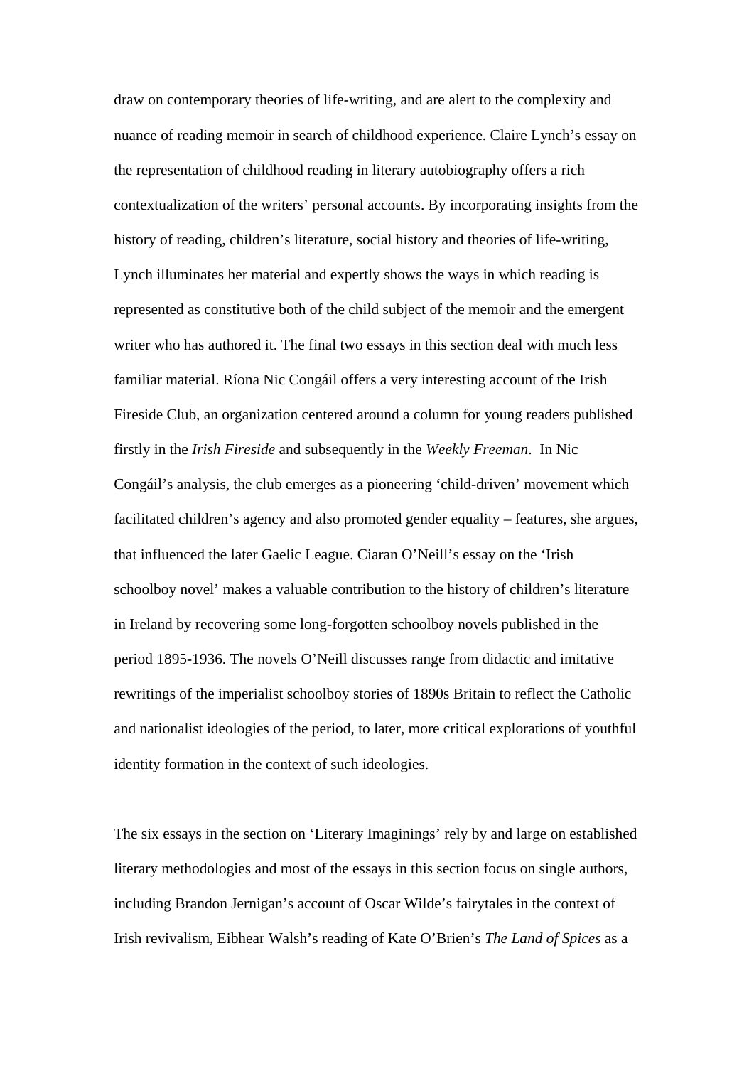draw on contemporary theories of life-writing, and are alert to the complexity and nuance of reading memoir in search of childhood experience. Claire Lynch's essay on the representation of childhood reading in literary autobiography offers a rich contextualization of the writers' personal accounts. By incorporating insights from the history of reading, children's literature, social history and theories of life-writing, Lynch illuminates her material and expertly shows the ways in which reading is represented as constitutive both of the child subject of the memoir and the emergent writer who has authored it. The final two essays in this section deal with much less familiar material. Ríona Nic Congáil offers a very interesting account of the Irish Fireside Club, an organization centered around a column for young readers published firstly in the *Irish Fireside* and subsequently in the *Weekly Freeman*. In Nic Congáil's analysis, the club emerges as a pioneering 'child-driven' movement which facilitated children's agency and also promoted gender equality – features, she argues, that influenced the later Gaelic League. Ciaran O'Neill's essay on the 'Irish schoolboy novel' makes a valuable contribution to the history of children's literature in Ireland by recovering some long-forgotten schoolboy novels published in the period 1895-1936. The novels O'Neill discusses range from didactic and imitative rewritings of the imperialist schoolboy stories of 1890s Britain to reflect the Catholic and nationalist ideologies of the period, to later, more critical explorations of youthful identity formation in the context of such ideologies.

The six essays in the section on 'Literary Imaginings' rely by and large on established literary methodologies and most of the essays in this section focus on single authors, including Brandon Jernigan's account of Oscar Wilde's fairytales in the context of Irish revivalism, Eibhear Walsh's reading of Kate O'Brien's *The Land of Spices* as a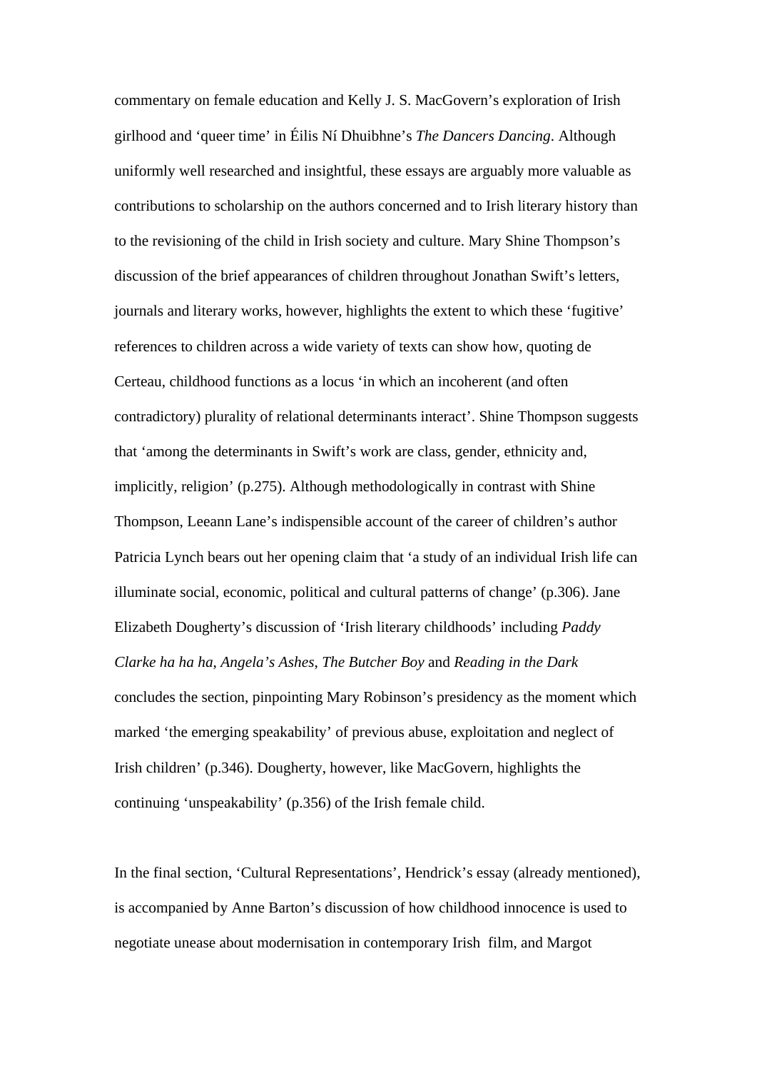commentary on female education and Kelly J. S. MacGovern's exploration of Irish girlhood and 'queer time' in Éilis Ní Dhuibhne's *The Dancers Dancing*. Although uniformly well researched and insightful, these essays are arguably more valuable as contributions to scholarship on the authors concerned and to Irish literary history than to the revisioning of the child in Irish society and culture. Mary Shine Thompson's discussion of the brief appearances of children throughout Jonathan Swift's letters, journals and literary works, however, highlights the extent to which these 'fugitive' references to children across a wide variety of texts can show how, quoting de Certeau, childhood functions as a locus 'in which an incoherent (and often contradictory) plurality of relational determinants interact'. Shine Thompson suggests that 'among the determinants in Swift's work are class, gender, ethnicity and, implicitly, religion' (p.275). Although methodologically in contrast with Shine Thompson, Leeann Lane's indispensible account of the career of children's author Patricia Lynch bears out her opening claim that 'a study of an individual Irish life can illuminate social, economic, political and cultural patterns of change' (p.306). Jane Elizabeth Dougherty's discussion of 'Irish literary childhoods' including *Paddy Clarke ha ha ha*, *Angela's Ashes*, *The Butcher Boy* and *Reading in the Dark* concludes the section, pinpointing Mary Robinson's presidency as the moment which marked 'the emerging speakability' of previous abuse, exploitation and neglect of Irish children' (p.346). Dougherty, however, like MacGovern, highlights the continuing 'unspeakability' (p.356) of the Irish female child.

In the final section, 'Cultural Representations', Hendrick's essay (already mentioned), is accompanied by Anne Barton's discussion of how childhood innocence is used to negotiate unease about modernisation in contemporary Irish film, and Margot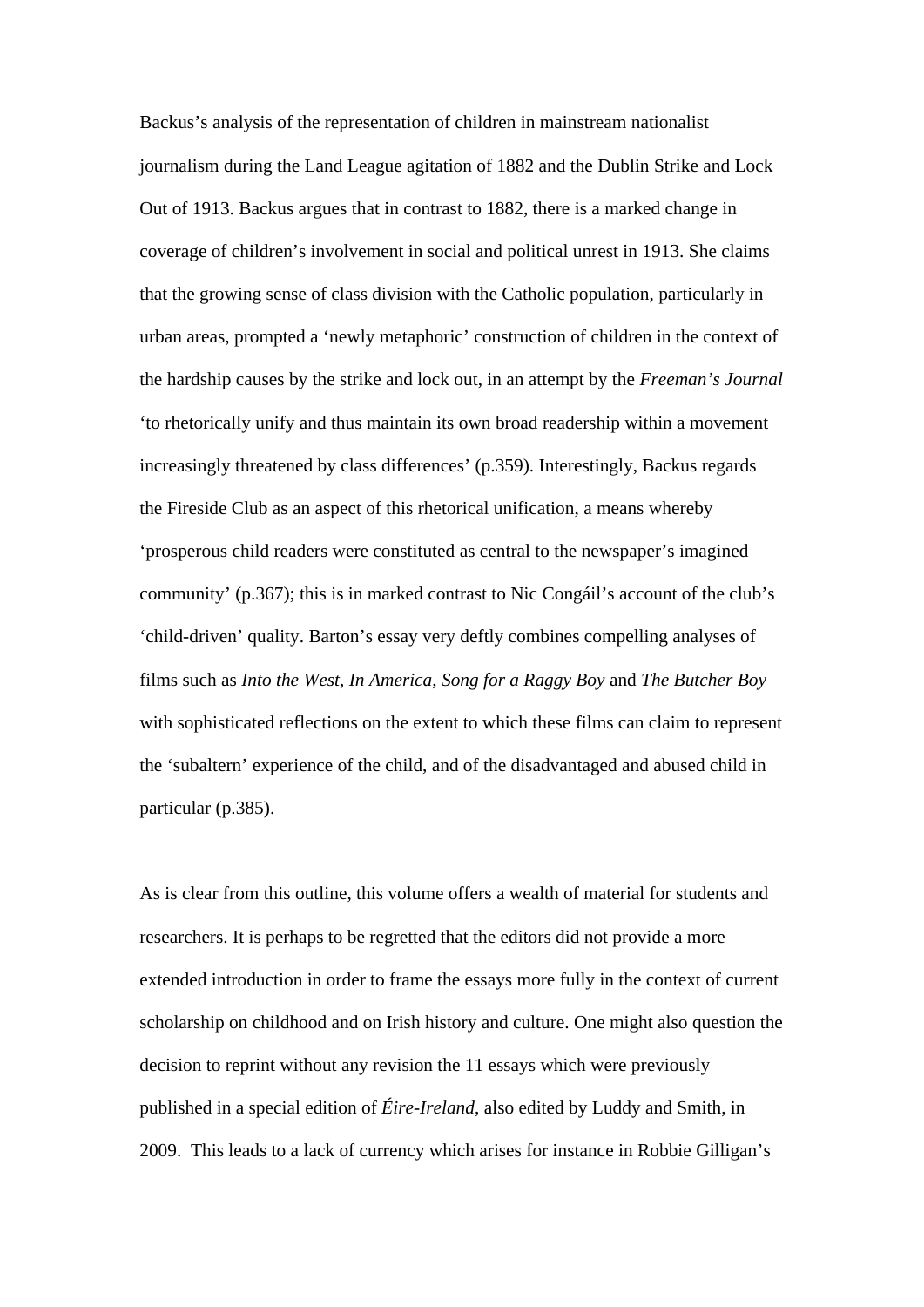Backus's analysis of the representation of children in mainstream nationalist journalism during the Land League agitation of 1882 and the Dublin Strike and Lock Out of 1913. Backus argues that in contrast to 1882, there is a marked change in coverage of children's involvement in social and political unrest in 1913. She claims that the growing sense of class division with the Catholic population, particularly in urban areas, prompted a 'newly metaphoric' construction of children in the context of the hardship causes by the strike and lock out, in an attempt by the *Freeman's Journal* 'to rhetorically unify and thus maintain its own broad readership within a movement increasingly threatened by class differences' (p.359). Interestingly, Backus regards the Fireside Club as an aspect of this rhetorical unification, a means whereby 'prosperous child readers were constituted as central to the newspaper's imagined community' (p.367); this is in marked contrast to Nic Congáil's account of the club's 'child-driven' quality. Barton's essay very deftly combines compelling analyses of films such as *Into the West*, *In America*, *Song for a Raggy Boy* and *The Butcher Boy* with sophisticated reflections on the extent to which these films can claim to represent the 'subaltern' experience of the child, and of the disadvantaged and abused child in particular (p.385).

As is clear from this outline, this volume offers a wealth of material for students and researchers. It is perhaps to be regretted that the editors did not provide a more extended introduction in order to frame the essays more fully in the context of current scholarship on childhood and on Irish history and culture. One might also question the decision to reprint without any revision the 11 essays which were previously published in a special edition of *Éire-Ireland*, also edited by Luddy and Smith, in 2009. This leads to a lack of currency which arises for instance in Robbie Gilligan's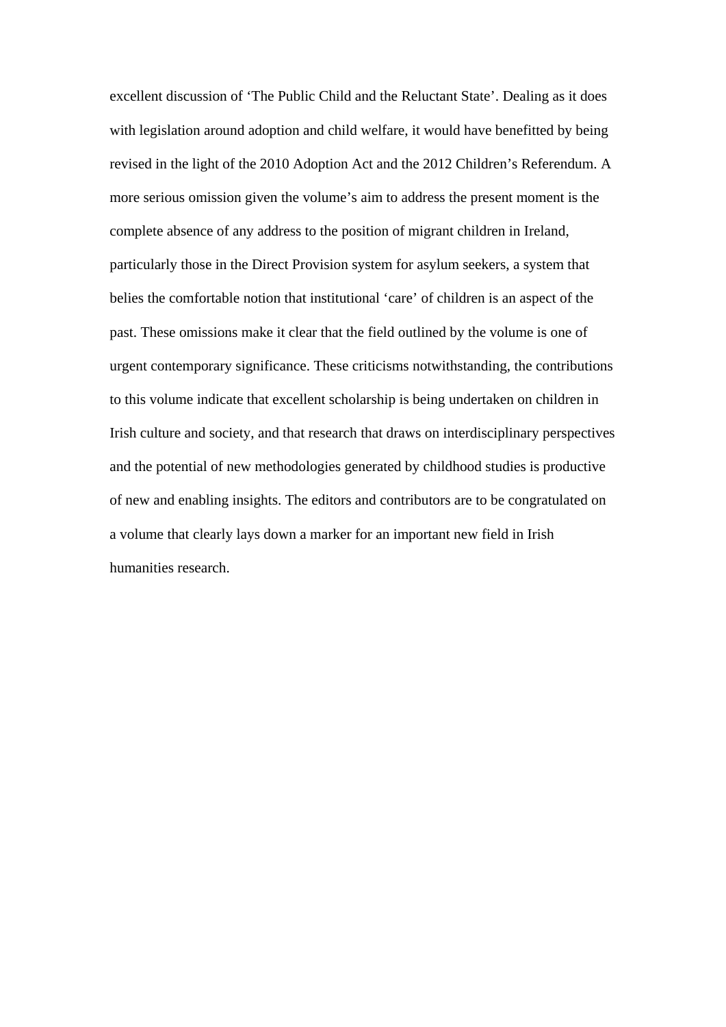excellent discussion of 'The Public Child and the Reluctant State'. Dealing as it does with legislation around adoption and child welfare, it would have benefitted by being revised in the light of the 2010 Adoption Act and the 2012 Children's Referendum. A more serious omission given the volume's aim to address the present moment is the complete absence of any address to the position of migrant children in Ireland, particularly those in the Direct Provision system for asylum seekers, a system that belies the comfortable notion that institutional 'care' of children is an aspect of the past. These omissions make it clear that the field outlined by the volume is one of urgent contemporary significance. These criticisms notwithstanding, the contributions to this volume indicate that excellent scholarship is being undertaken on children in Irish culture and society, and that research that draws on interdisciplinary perspectives and the potential of new methodologies generated by childhood studies is productive of new and enabling insights. The editors and contributors are to be congratulated on a volume that clearly lays down a marker for an important new field in Irish humanities research.